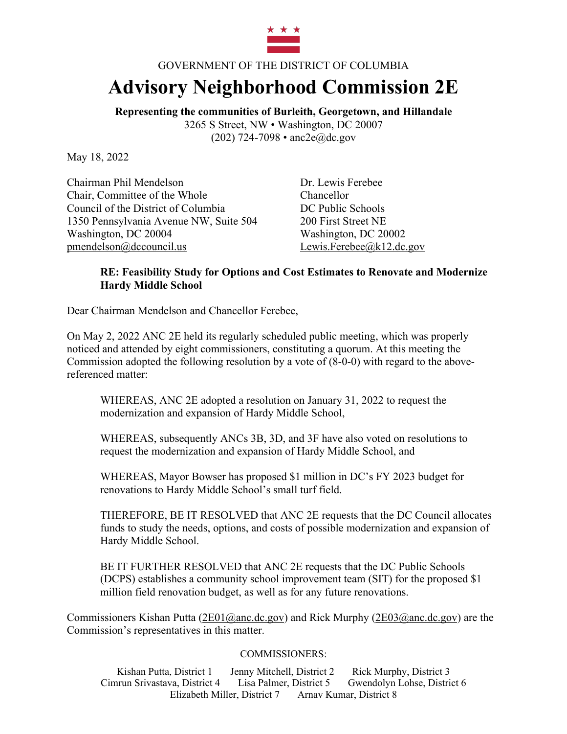GOVERNMENT OF THE DISTRICT OF COLUMBIA

# Advisory Neighborhood Commission 2E

**Representing the communities of Burleith, Georgetown, and Hillandale**
3265 S Street, NW • Washington, DC 20007
(202) 724-7098 • anc2e@dc.gov

May 18, 2022

Chairman Phil Mendelson
Chair, Committee of the Whole
Council of the District of Columbia
1350 Pennsylvania Avenue NW, Suite 504
Washington, DC 20004
pmendelson@dccouncil.us

Dr. Lewis Ferebee
Chancellor
DC Public Schools
200 First Street NE
Washington, DC 20002
Lewis.Ferebee@k12.dc.gov

**RE: Feasibility Study for Options and Cost Estimates to Renovate and Modernize Hardy Middle School**

Dear Chairman Mendelson and Chancellor Ferebee,

On May 2, 2022 ANC 2E held its regularly scheduled public meeting, which was properly noticed and attended by eight commissioners, constituting a quorum. At this meeting the Commission adopted the following resolution by a vote of (8-0-0) with regard to the above-referenced matter:

WHEREAS, ANC 2E adopted a resolution on January 31, 2022 to request the modernization and expansion of Hardy Middle School,

WHEREAS, subsequently ANCs 3B, 3D, and 3F have also voted on resolutions to request the modernization and expansion of Hardy Middle School, and

WHEREAS, Mayor Bowser has proposed $1 million in DC's FY 2023 budget for renovations to Hardy Middle School's small turf field.

THEREFORE, BE IT RESOLVED that ANC 2E requests that the DC Council allocates funds to study the needs, options, and costs of possible modernization and expansion of Hardy Middle School.

BE IT FURTHER RESOLVED that ANC 2E requests that the DC Public Schools (DCPS) establishes a community school improvement team (SIT) for the proposed $1 million field renovation budget, as well as for any future renovations.

Commissioners Kishan Putta (2E01@anc.dc.gov) and Rick Murphy (2E03@anc.dc.gov) are the Commission's representatives in this matter.

COMMISSIONERS:

Kishan Putta, District 1 Jenny Mitchell, District 2 Rick Murphy, District 3
Cimrun Srivastava, District 4 Lisa Palmer, District 5 Gwendolyn Lohse, District 6
Elizabeth Miller, District 7 Arnav Kumar, District 8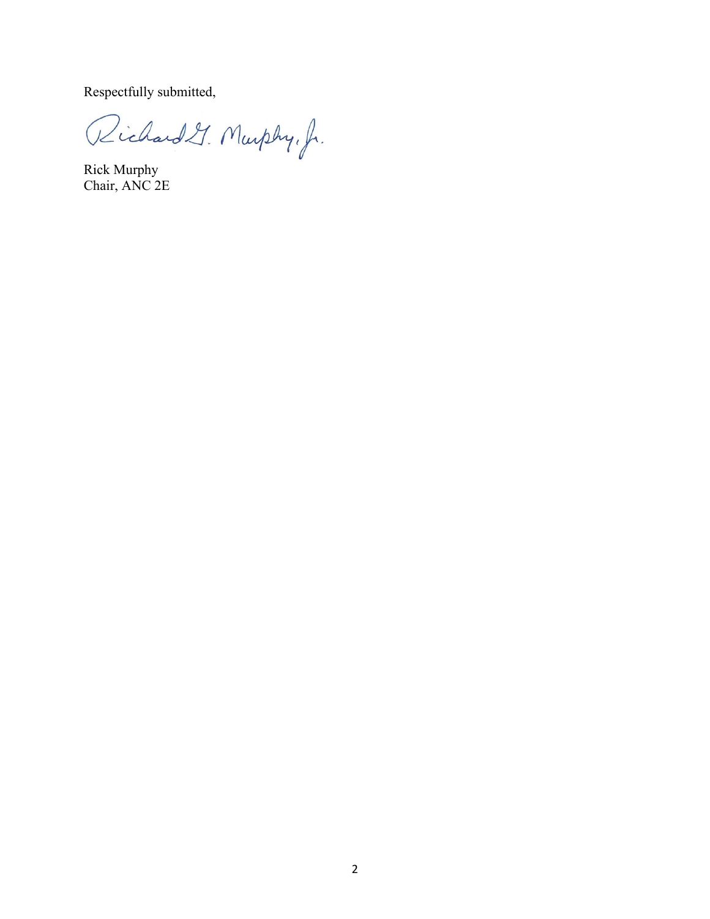Respectfully submitted,

Richard G. Murphy, Jr.

Rick Murphy
Chair, ANC 2E